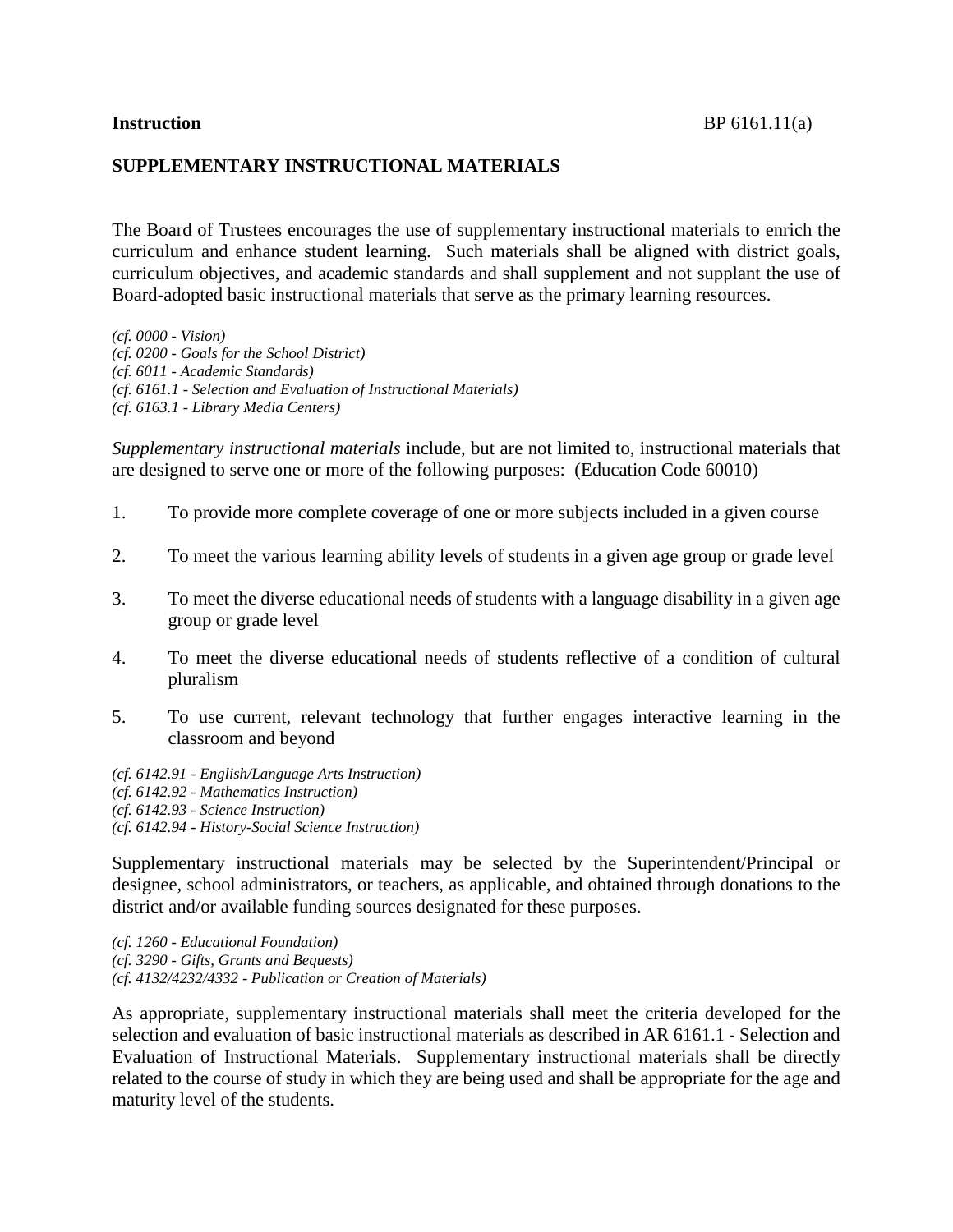**Instruction** BP 6161.11(a)

## SUPPLEMENTARY INSTRUCTIONAL MATERIALS

The Board of Trustees encourages the use of supplementary instructional materials to enrich the curriculum and enhance student learning. Such materials shall be aligned with district goals, curriculum objectives, and academic standards and shall supplement and not supplant the use of Board-adopted basic instructional materials that serve as the primary learning resources.

*(cf. 0000 - Vision)*
*(cf. 0200 - Goals for the School District)*
*(cf. 6011 - Academic Standards)*
*(cf. 6161.1 - Selection and Evaluation of Instructional Materials)*
*(cf. 6163.1 - Library Media Centers)*

*Supplementary instructional materials* include, but are not limited to, instructional materials that are designed to serve one or more of the following purposes: (Education Code 60010)

1. To provide more complete coverage of one or more subjects included in a given course

2. To meet the various learning ability levels of students in a given age group or grade level

3. To meet the diverse educational needs of students with a language disability in a given age group or grade level

4. To meet the diverse educational needs of students reflective of a condition of cultural pluralism

5. To use current, relevant technology that further engages interactive learning in the classroom and beyond

*(cf. 6142.91 - English/Language Arts Instruction)*
*(cf. 6142.92 - Mathematics Instruction)*
*(cf. 6142.93 - Science Instruction)*
*(cf. 6142.94 - History-Social Science Instruction)*

Supplementary instructional materials may be selected by the Superintendent/Principal or designee, school administrators, or teachers, as applicable, and obtained through donations to the district and/or available funding sources designated for these purposes.

*(cf. 1260 - Educational Foundation)*
*(cf. 3290 - Gifts, Grants and Bequests)*
*(cf. 4132/4232/4332 - Publication or Creation of Materials)*

As appropriate, supplementary instructional materials shall meet the criteria developed for the selection and evaluation of basic instructional materials as described in AR 6161.1 - Selection and Evaluation of Instructional Materials. Supplementary instructional materials shall be directly related to the course of study in which they are being used and shall be appropriate for the age and maturity level of the students.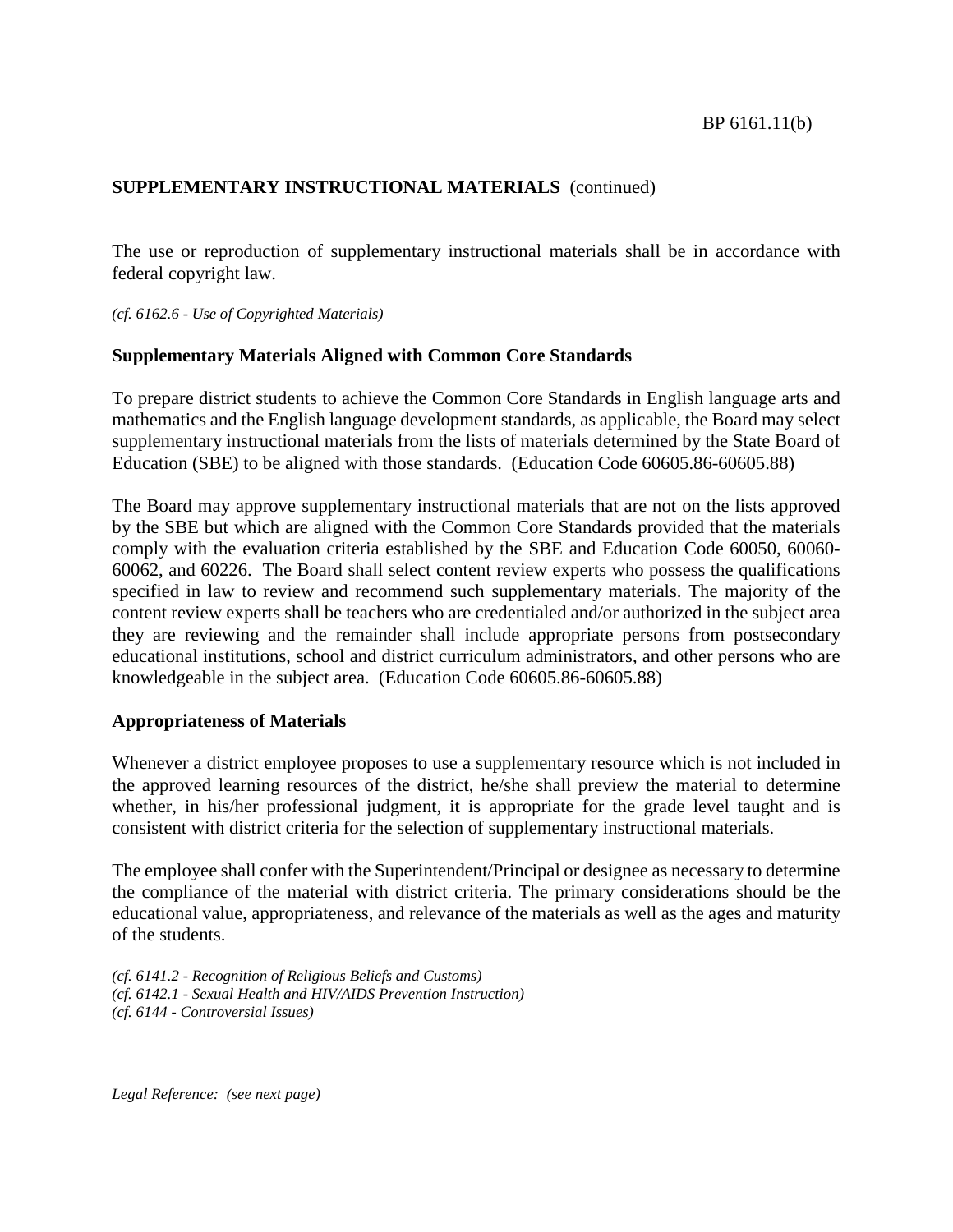## SUPPLEMENTARY INSTRUCTIONAL MATERIALS (continued)

The use or reproduction of supplementary instructional materials shall be in accordance with federal copyright law.

*(cf. 6162.6 - Use of Copyrighted Materials)*

### Supplementary Materials Aligned with Common Core Standards

To prepare district students to achieve the Common Core Standards in English language arts and mathematics and the English language development standards, as applicable, the Board may select supplementary instructional materials from the lists of materials determined by the State Board of Education (SBE) to be aligned with those standards. (Education Code 60605.86-60605.88)

The Board may approve supplementary instructional materials that are not on the lists approved by the SBE but which are aligned with the Common Core Standards provided that the materials comply with the evaluation criteria established by the SBE and Education Code 60050, 60060-60062, and 60226. The Board shall select content review experts who possess the qualifications specified in law to review and recommend such supplementary materials. The majority of the content review experts shall be teachers who are credentialed and/or authorized in the subject area they are reviewing and the remainder shall include appropriate persons from postsecondary educational institutions, school and district curriculum administrators, and other persons who are knowledgeable in the subject area. (Education Code 60605.86-60605.88)

### Appropriateness of Materials

Whenever a district employee proposes to use a supplementary resource which is not included in the approved learning resources of the district, he/she shall preview the material to determine whether, in his/her professional judgment, it is appropriate for the grade level taught and is consistent with district criteria for the selection of supplementary instructional materials.

The employee shall confer with the Superintendent/Principal or designee as necessary to determine the compliance of the material with district criteria. The primary considerations should be the educational value, appropriateness, and relevance of the materials as well as the ages and maturity of the students.

*(cf. 6141.2 - Recognition of Religious Beliefs and Customs)*
*(cf. 6142.1 - Sexual Health and HIV/AIDS Prevention Instruction)*
*(cf. 6144 - Controversial Issues)*

*Legal Reference: (see next page)*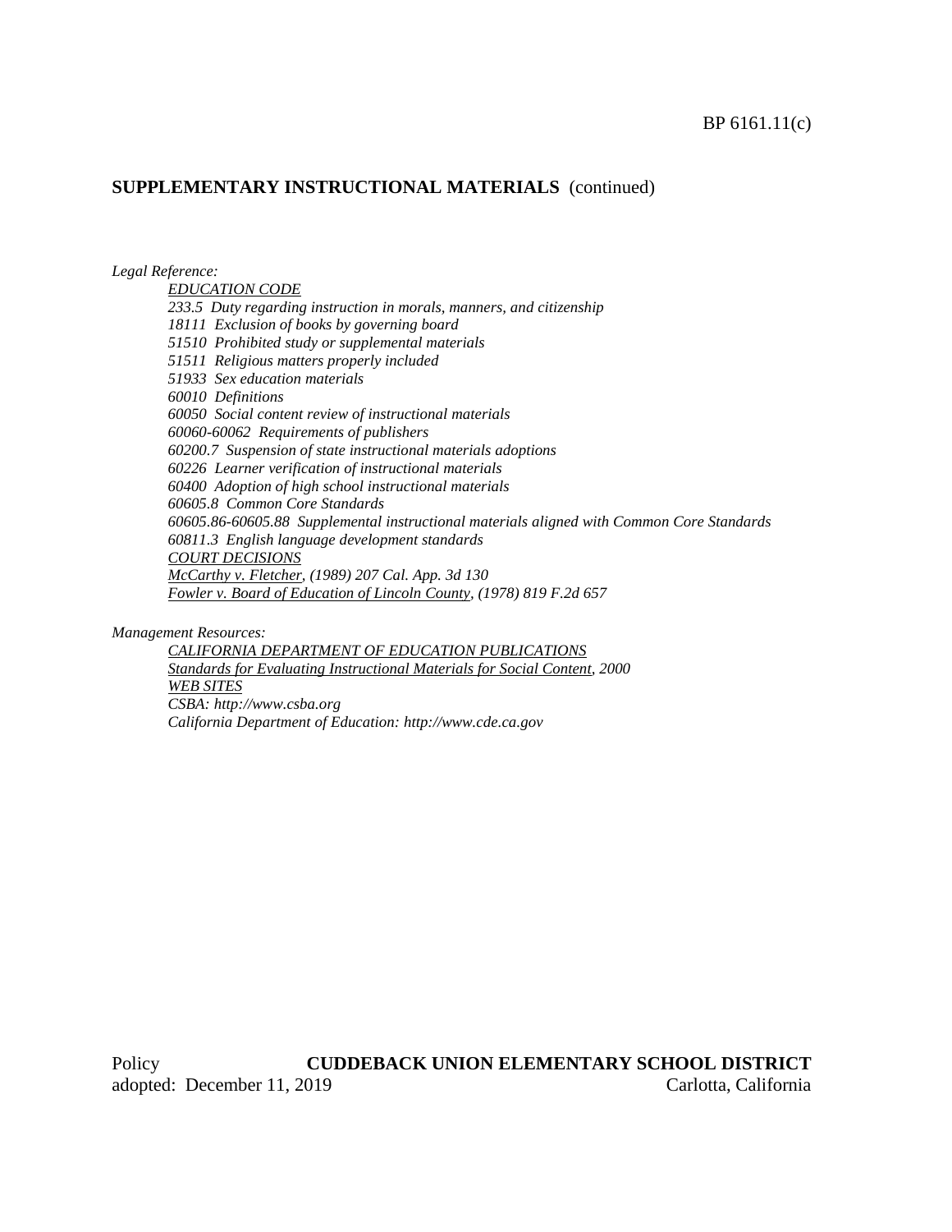## SUPPLEMENTARY INSTRUCTIONAL MATERIALS (continued)

*Legal Reference:*

*EDUCATION CODE*

*233.5 Duty regarding instruction in morals, manners, and citizenship*
*18111 Exclusion of books by governing board*
*51510 Prohibited study or supplemental materials*
*51511 Religious matters properly included*
*51933 Sex education materials*
*60010 Definitions*
*60050 Social content review of instructional materials*
*60060-60062 Requirements of publishers*
*60200.7 Suspension of state instructional materials adoptions*
*60226 Learner verification of instructional materials*
*60400 Adoption of high school instructional materials*
*60605.8 Common Core Standards*
*60605.86-60605.88 Supplemental instructional materials aligned with Common Core Standards*
*60811.3 English language development standards*

*COURT DECISIONS*

*McCarthy v. Fletcher, (1989) 207 Cal. App. 3d 130*
*Fowler v. Board of Education of Lincoln County, (1978) 819 F.2d 657*

*Management Resources:*

*CALIFORNIA DEPARTMENT OF EDUCATION PUBLICATIONS*

*Standards for Evaluating Instructional Materials for Social Content, 2000*

*WEB SITES*

*CSBA: http://www.csba.org*
*California Department of Education: http://www.cde.ca.gov*

Policy **CUDDEBACK UNION ELEMENTARY SCHOOL DISTRICT**
adopted: December 11, 2019 Carlotta, California